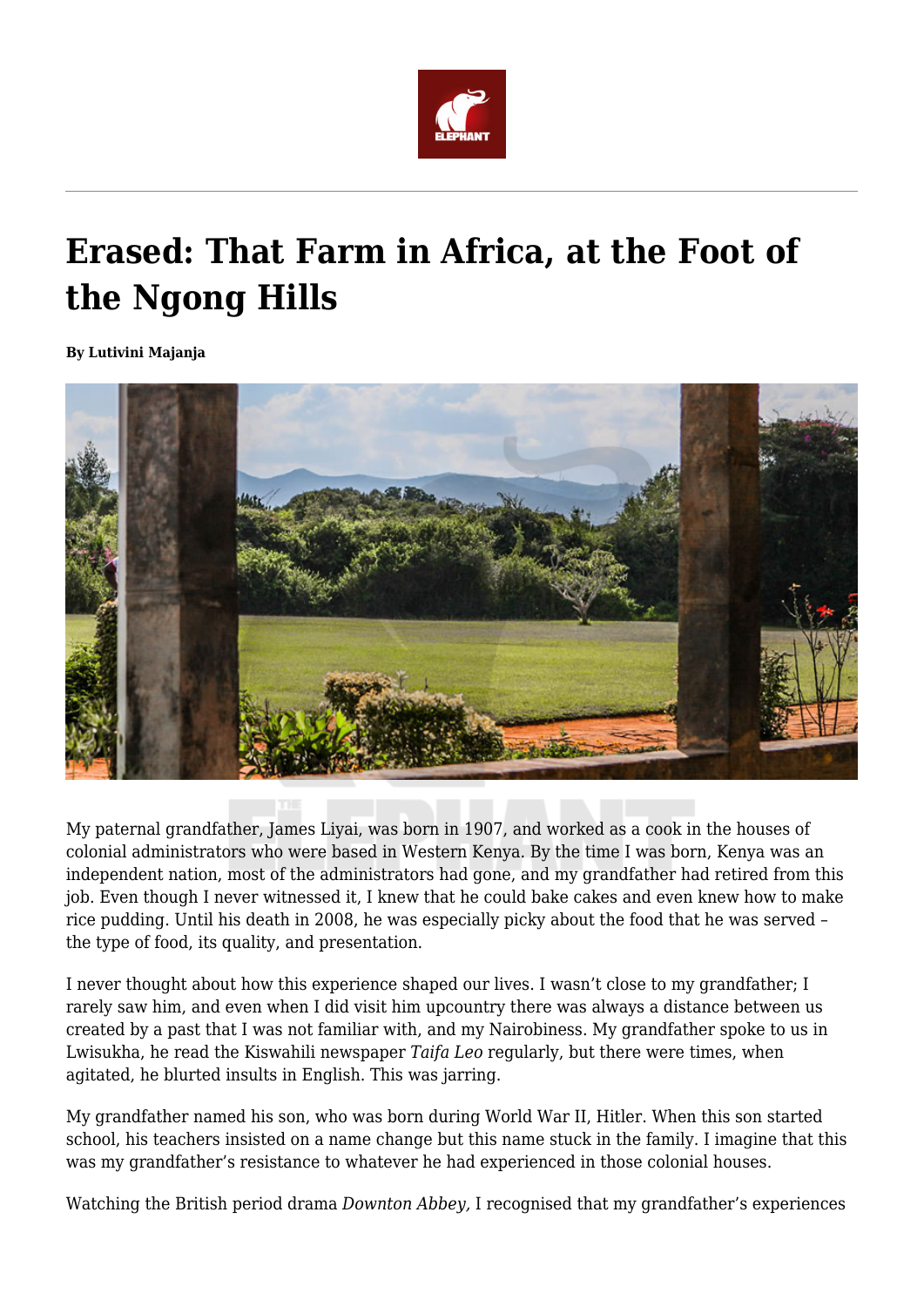# Erased: That Farm in Africa, at the Foot of the Ngong Hills

**By Lutivini Majanja**

My paternal grandfather, James Liyai, was born in 1907, and worked as a cook in the houses of colonial administrators who were based in Western Kenya. By the time I was born, Kenya was an independent nation, most of the administrators had gone, and my grandfather had retired from this job. Even though I never witnessed it, I knew that he could bake cakes and even knew how to make rice pudding. Until his death in 2008, he was especially picky about the food that he was served – the type of food, its quality, and presentation.

I never thought about how this experience shaped our lives. I wasn't close to my grandfather; I rarely saw him, and even when I did visit him upcountry there was always a distance between us created by a past that I was not familiar with, and my Nairobiness. My grandfather spoke to us in Lwisukha, he read the Kiswahili newspaper *Taifa Leo* regularly, but there were times, when agitated, he blurted insults in English. This was jarring.

My grandfather named his son, who was born during World War II, Hitler. When this son started school, his teachers insisted on a name change but this name stuck in the family. I imagine that this was my grandfather's resistance to whatever he had experienced in those colonial houses.

Watching the British period drama *Downton Abbey,* I recognised that my grandfather's experiences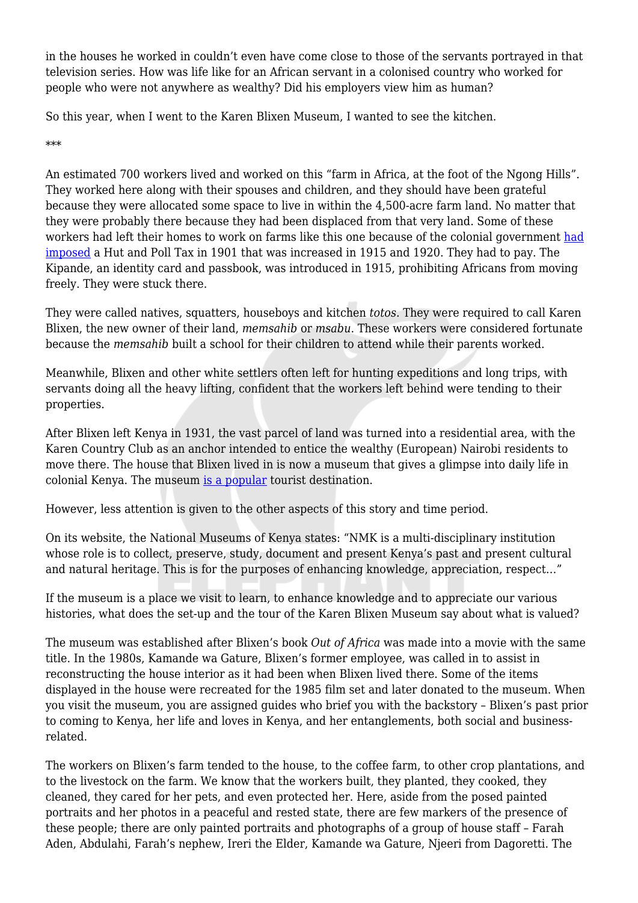in the houses he worked in couldn't even have come close to those of the servants portrayed in that television series. How was life like for an African servant in a colonised country who worked for people who were not anywhere as wealthy? Did his employers view him as human?

So this year, when I went to the Karen Blixen Museum, I wanted to see the kitchen.

***

An estimated 700 workers lived and worked on this "farm in Africa, at the foot of the Ngong Hills". They worked here along with their spouses and children, and they should have been grateful because they were allocated some space to live in within the 4,500-acre farm land. No matter that they were probably there because they had been displaced from that very land. Some of these workers had left their homes to work on farms like this one because of the colonial government had imposed a Hut and Poll Tax in 1901 that was increased in 1915 and 1920. They had to pay. The Kipande, an identity card and passbook, was introduced in 1915, prohibiting Africans from moving freely. They were stuck there.

They were called natives, squatters, houseboys and kitchen *totos*. They were required to call Karen Blixen, the new owner of their land, *memsahib* or *msabu*. These workers were considered fortunate because the *memsahib* built a school for their children to attend while their parents worked.

Meanwhile, Blixen and other white settlers often left for hunting expeditions and long trips, with servants doing all the heavy lifting, confident that the workers left behind were tending to their properties.

After Blixen left Kenya in 1931, the vast parcel of land was turned into a residential area, with the Karen Country Club as an anchor intended to entice the wealthy (European) Nairobi residents to move there. The house that Blixen lived in is now a museum that gives a glimpse into daily life in colonial Kenya. The museum is a popular tourist destination.

However, less attention is given to the other aspects of this story and time period.

On its website, the National Museums of Kenya states: "NMK is a multi-disciplinary institution whose role is to collect, preserve, study, document and present Kenya's past and present cultural and natural heritage. This is for the purposes of enhancing knowledge, appreciation, respect…"

If the museum is a place we visit to learn, to enhance knowledge and to appreciate our various histories, what does the set-up and the tour of the Karen Blixen Museum say about what is valued?

The museum was established after Blixen's book *Out of Africa* was made into a movie with the same title. In the 1980s, Kamande wa Gature, Blixen's former employee, was called in to assist in reconstructing the house interior as it had been when Blixen lived there. Some of the items displayed in the house were recreated for the 1985 film set and later donated to the museum. When you visit the museum, you are assigned guides who brief you with the backstory – Blixen's past prior to coming to Kenya, her life and loves in Kenya, and her entanglements, both social and business-related.

The workers on Blixen's farm tended to the house, to the coffee farm, to other crop plantations, and to the livestock on the farm. We know that the workers built, they planted, they cooked, they cleaned, they cared for her pets, and even protected her. Here, aside from the posed painted portraits and her photos in a peaceful and rested state, there are few markers of the presence of these people; there are only painted portraits and photographs of a group of house staff – Farah Aden, Abdulahi, Farah's nephew, Ireri the Elder, Kamande wa Gature, Njeeri from Dagoretti. The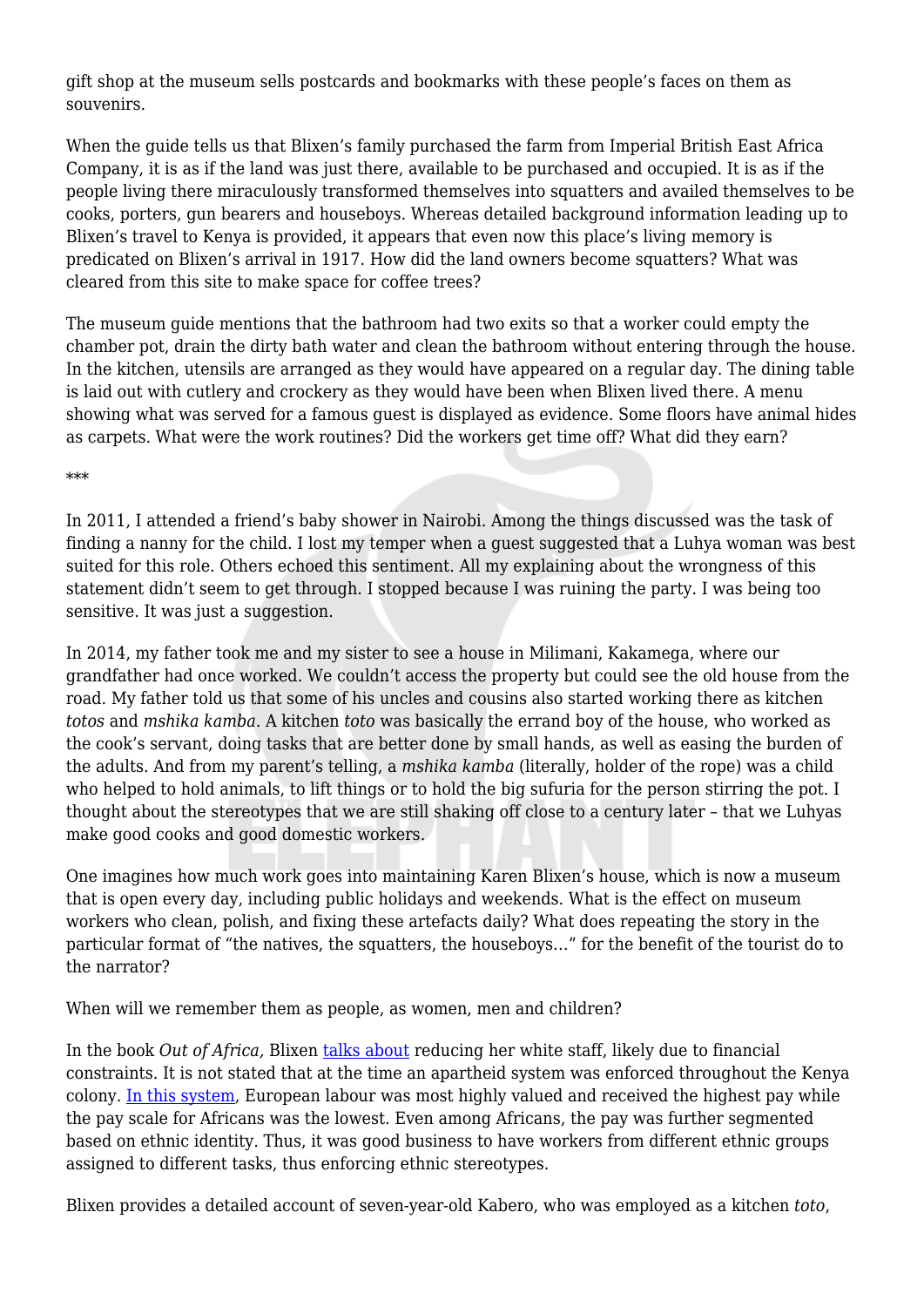gift shop at the museum sells postcards and bookmarks with these people's faces on them as souvenirs.

When the guide tells us that Blixen's family purchased the farm from Imperial British East Africa Company, it is as if the land was just there, available to be purchased and occupied. It is as if the people living there miraculously transformed themselves into squatters and availed themselves to be cooks, porters, gun bearers and houseboys. Whereas detailed background information leading up to Blixen's travel to Kenya is provided, it appears that even now this place's living memory is predicated on Blixen's arrival in 1917. How did the land owners become squatters? What was cleared from this site to make space for coffee trees?

The museum guide mentions that the bathroom had two exits so that a worker could empty the chamber pot, drain the dirty bath water and clean the bathroom without entering through the house. In the kitchen, utensils are arranged as they would have appeared on a regular day. The dining table is laid out with cutlery and crockery as they would have been when Blixen lived there. A menu showing what was served for a famous guest is displayed as evidence. Some floors have animal hides as carpets. What were the work routines? Did the workers get time off? What did they earn?

***

In 2011, I attended a friend's baby shower in Nairobi. Among the things discussed was the task of finding a nanny for the child. I lost my temper when a guest suggested that a Luhya woman was best suited for this role. Others echoed this sentiment. All my explaining about the wrongness of this statement didn't seem to get through. I stopped because I was ruining the party. I was being too sensitive. It was just a suggestion.

In 2014, my father took me and my sister to see a house in Milimani, Kakamega, where our grandfather had once worked. We couldn't access the property but could see the old house from the road. My father told us that some of his uncles and cousins also started working there as kitchen *totos* and *mshika kamba*. A kitchen *toto* was basically the errand boy of the house, who worked as the cook's servant, doing tasks that are better done by small hands, as well as easing the burden of the adults. And from my parent's telling, a *mshika kamba* (literally, holder of the rope) was a child who helped to hold animals, to lift things or to hold the big sufuria for the person stirring the pot. I thought about the stereotypes that we are still shaking off close to a century later – that we Luhyas make good cooks and good domestic workers.

One imagines how much work goes into maintaining Karen Blixen's house, which is now a museum that is open every day, including public holidays and weekends. What is the effect on museum workers who clean, polish, and fixing these artefacts daily? What does repeating the story in the particular format of "the natives, the squatters, the houseboys…" for the benefit of the tourist do to the narrator?

When will we remember them as people, as women, men and children?

In the book *Out of Africa,* Blixen talks about reducing her white staff, likely due to financial constraints. It is not stated that at the time an apartheid system was enforced throughout the Kenya colony. In this system, European labour was most highly valued and received the highest pay while the pay scale for Africans was the lowest. Even among Africans, the pay was further segmented based on ethnic identity. Thus, it was good business to have workers from different ethnic groups assigned to different tasks, thus enforcing ethnic stereotypes.

Blixen provides a detailed account of seven-year-old Kabero, who was employed as a kitchen *toto*,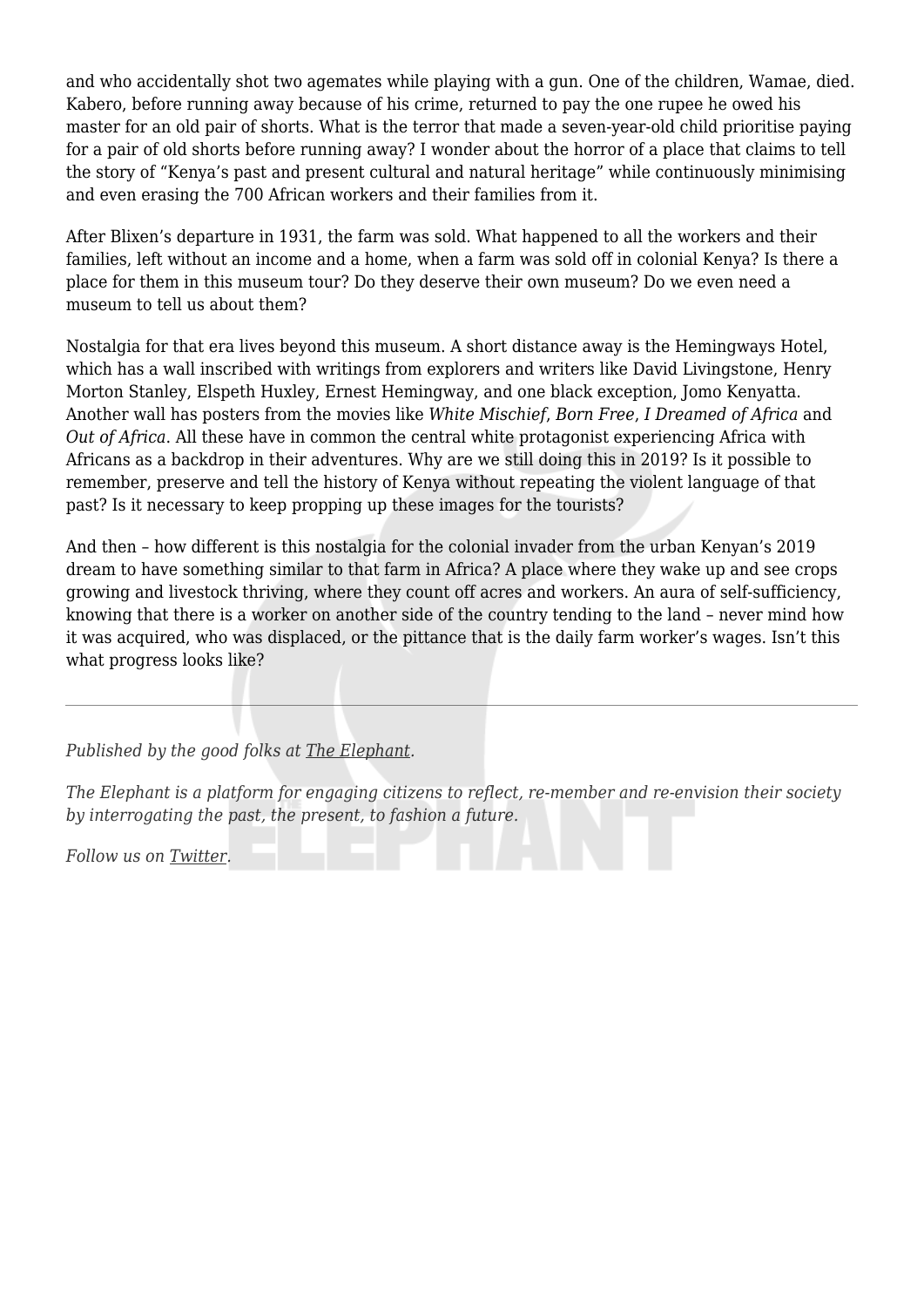and who accidentally shot two agemates while playing with a gun. One of the children, Wamae, died. Kabero, before running away because of his crime, returned to pay the one rupee he owed his master for an old pair of shorts. What is the terror that made a seven-year-old child prioritise paying for a pair of old shorts before running away? I wonder about the horror of a place that claims to tell the story of "Kenya's past and present cultural and natural heritage" while continuously minimising and even erasing the 700 African workers and their families from it.

After Blixen's departure in 1931, the farm was sold. What happened to all the workers and their families, left without an income and a home, when a farm was sold off in colonial Kenya? Is there a place for them in this museum tour? Do they deserve their own museum? Do we even need a museum to tell us about them?

Nostalgia for that era lives beyond this museum. A short distance away is the Hemingways Hotel, which has a wall inscribed with writings from explorers and writers like David Livingstone, Henry Morton Stanley, Elspeth Huxley, Ernest Hemingway, and one black exception, Jomo Kenyatta. Another wall has posters from the movies like *White Mischief*, *Born Free*, *I Dreamed of Africa* and *Out of Africa*. All these have in common the central white protagonist experiencing Africa with Africans as a backdrop in their adventures. Why are we still doing this in 2019? Is it possible to remember, preserve and tell the history of Kenya without repeating the violent language of that past? Is it necessary to keep propping up these images for the tourists?

And then – how different is this nostalgia for the colonial invader from the urban Kenyan's 2019 dream to have something similar to that farm in Africa? A place where they wake up and see crops growing and livestock thriving, where they count off acres and workers. An aura of self-sufficiency, knowing that there is a worker on another side of the country tending to the land – never mind how it was acquired, who was displaced, or the pittance that is the daily farm worker's wages. Isn't this what progress looks like?

---

*Published by the good folks at The Elephant.*

*The Elephant is a platform for engaging citizens to reflect, re-member and re-envision their society by interrogating the past, the present, to fashion a future.*

*Follow us on Twitter.*